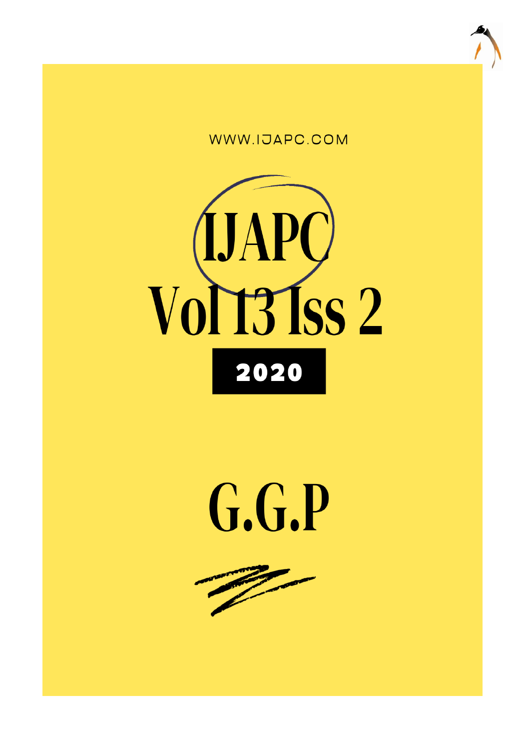WWW.IJAPC.COM

# IJAPC
# Vol 13 Iss 2

**2020**

# G.G.P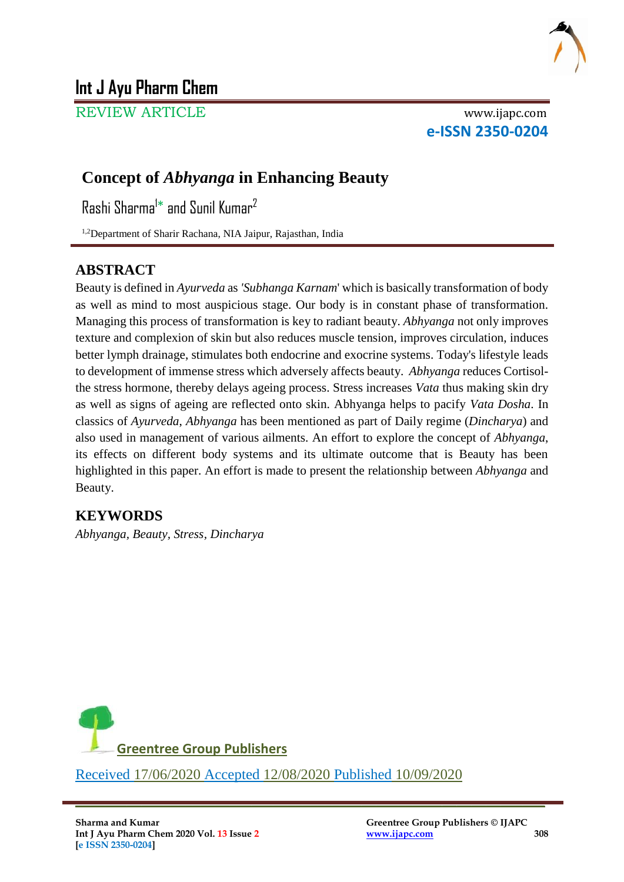# Int J Ayu Pharm Chem

REVIEW ARTICLE

www.ijapc.com

**e-ISSN 2350-0204**

## Concept of *Abhyanga* in Enhancing Beauty

Rashi Sharma[1*] and Sunil Kumar[2]

[1,2]Department of Sharir Rachana, NIA Jaipur, Rajasthan, India

## ABSTRACT

Beauty is defined in *Ayurveda* as *'Subhanga Karnam*' which is basically transformation of body as well as mind to most auspicious stage. Our body is in constant phase of transformation. Managing this process of transformation is key to radiant beauty. *Abhyanga* not only improves texture and complexion of skin but also reduces muscle tension, improves circulation, induces better lymph drainage, stimulates both endocrine and exocrine systems. Today's lifestyle leads to development of immense stress which adversely affects beauty. *Abhyanga* reduces Cortisol- the stress hormone, thereby delays ageing process. Stress increases *Vata* thus making skin dry as well as signs of ageing are reflected onto skin. Abhyanga helps to pacify *Vata Dosha*. In classics of *Ayurveda*, *Abhyanga* has been mentioned as part of Daily regime (*Dincharya*) and also used in management of various ailments. An effort to explore the concept of *Abhyanga*, its effects on different body systems and its ultimate outcome that is Beauty has been highlighted in this paper. An effort is made to present the relationship between *Abhyanga* and Beauty.

## KEYWORDS

*Abhyanga, Beauty, Stress, Dincharya*

Greentree Group Publishers

Received 17/06/2020 Accepted 12/08/2020 Published 10/09/2020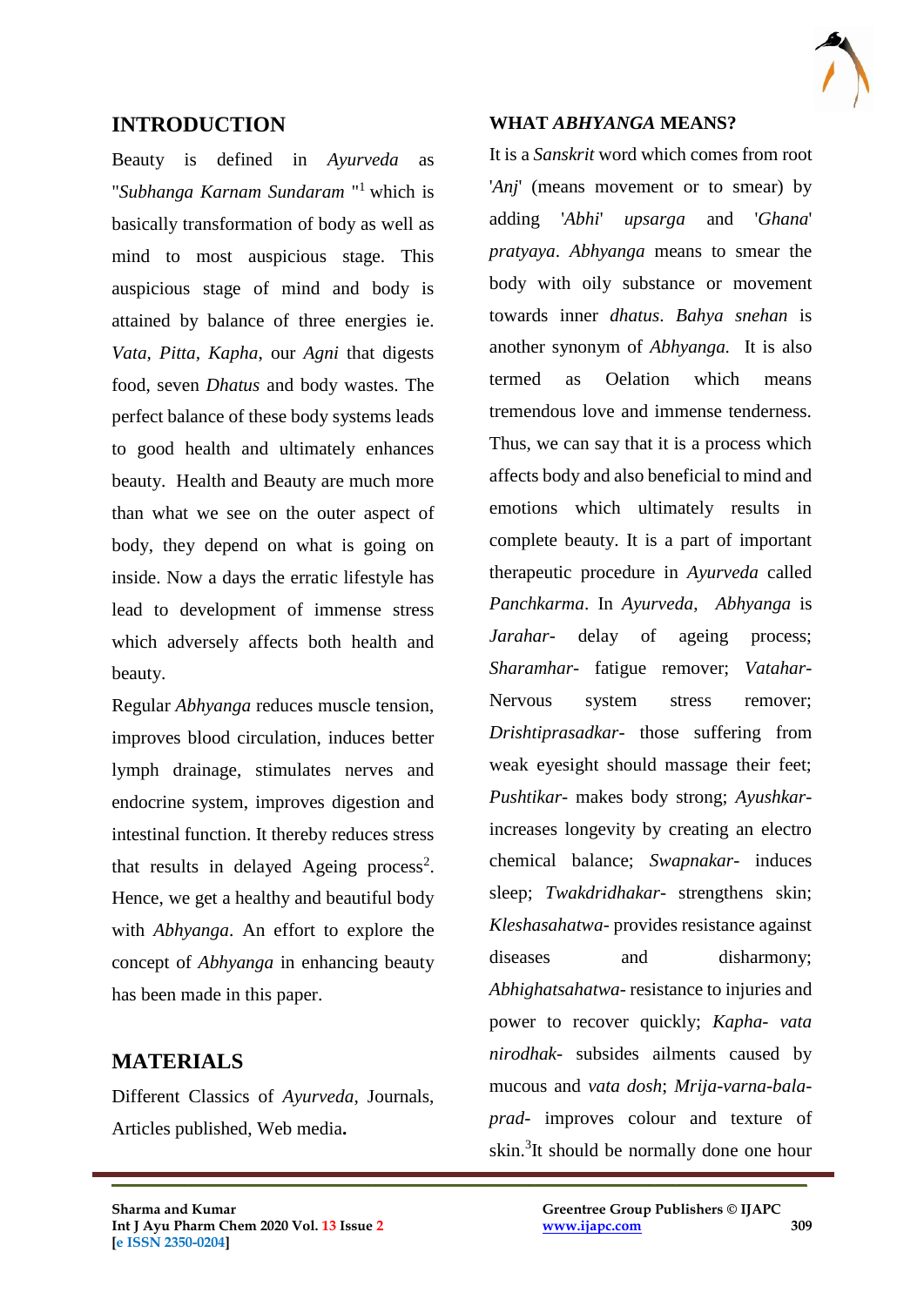## INTRODUCTION

Beauty is defined in *Ayurveda* as "*Subhanga Karnam Sundaram* "[1] which is basically transformation of body as well as mind to most auspicious stage. This auspicious stage of mind and body is attained by balance of three energies ie. *Vata*, *Pitta*, *Kapha*, our *Agni* that digests food, seven *Dhatus* and body wastes. The perfect balance of these body systems leads to good health and ultimately enhances beauty. Health and Beauty are much more than what we see on the outer aspect of body, they depend on what is going on inside. Now a days the erratic lifestyle has lead to development of immense stress which adversely affects both health and beauty.

Regular *Abhyanga* reduces muscle tension, improves blood circulation, induces better lymph drainage, stimulates nerves and endocrine system, improves digestion and intestinal function. It thereby reduces stress that results in delayed Ageing process[2]. Hence, we get a healthy and beautiful body with *Abhyanga*. An effort to explore the concept of *Abhyanga* in enhancing beauty has been made in this paper.

## MATERIALS

Different Classics of *Ayurveda*, Journals, Articles published, Web media**.**

## WHAT *ABHYANGA* MEANS?

It is a *Sanskrit* word which comes from root '*Anj*' (means movement or to smear) by adding '*Abhi*' *upsarga* and '*Ghana*' *pratyaya*. *Abhyanga* means to smear the body with oily substance or movement towards inner *dhatus*. *Bahya snehan* is another synonym of *Abhyanga.* It is also termed as Oelation which means tremendous love and immense tenderness. Thus, we can say that it is a process which affects body and also beneficial to mind and emotions which ultimately results in complete beauty. It is a part of important therapeutic procedure in *Ayurveda* called *Panchkarma*. In *Ayurveda*, *Abhyanga* is *Jarahar*- delay of ageing process; *Sharamhar*- fatigue remover; *Vatahar*- Nervous system stress remover; *Drishtiprasadkar*- those suffering from weak eyesight should massage their feet; *Pushtikar*- makes body strong; *Ayushkar*- increases longevity by creating an electro chemical balance; *Swapnakar*- induces sleep; *Twakdridhakar*- strengthens skin; *Kleshasahatwa*- provides resistance against diseases and disharmony; *Abhighatsahatwa*- resistance to injuries and power to recover quickly; *Kapha- vata nirodhak*- subsides ailments caused by mucous and *vata dosh*; *Mrija-varna-bala-prad*- improves colour and texture of skin.[3]It should be normally done one hour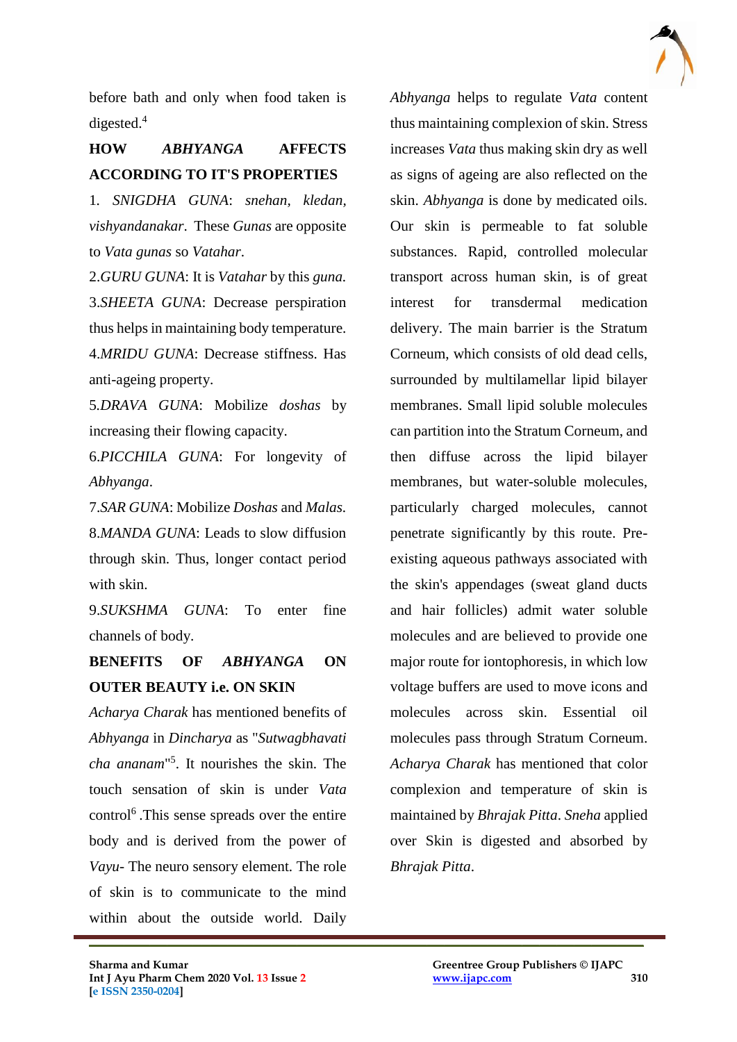before bath and only when food taken is digested.[4]

## HOW *ABHYANGA* AFFECTS ACCORDING TO IT'S PROPERTIES

1. *SNIGDHA GUNA*: *snehan*, *kledan*, *vishyandanakar*. These *Gunas* are opposite to *Vata gunas* so *Vatahar*.

2.*GURU GUNA*: It is *Vatahar* by this *guna.*

3.*SHEETA GUNA*: Decrease perspiration thus helps in maintaining body temperature.

4.*MRIDU GUNA*: Decrease stiffness. Has anti-ageing property.

5.*DRAVA GUNA*: Mobilize *doshas* by increasing their flowing capacity.

6.*PICCHILA GUNA*: For longevity of *Abhyanga*.

7.*SAR GUNA*: Mobilize *Doshas* and *Malas.*

8.*MANDA GUNA*: Leads to slow diffusion through skin. Thus, longer contact period with skin.

9.*SUKSHMA GUNA*: To enter fine channels of body.

## BENEFITS OF *ABHYANGA* ON OUTER BEAUTY i.e. ON SKIN

*Acharya Charak* has mentioned benefits of *Abhyanga* in *Dincharya* as "*Sutwagbhavati cha ananam*"[5]. It nourishes the skin. The touch sensation of skin is under *Vata* control[6] .This sense spreads over the entire body and is derived from the power of *Vayu*- The neuro sensory element. The role of skin is to communicate to the mind within about the outside world. Daily *Abhyanga* helps to regulate *Vata* content thus maintaining complexion of skin. Stress increases *Vata* thus making skin dry as well as signs of ageing are also reflected on the skin. *Abhyanga* is done by medicated oils. Our skin is permeable to fat soluble substances. Rapid, controlled molecular transport across human skin, is of great interest for transdermal medication delivery. The main barrier is the Stratum Corneum, which consists of old dead cells, surrounded by multilamellar lipid bilayer membranes. Small lipid soluble molecules can partition into the Stratum Corneum, and then diffuse across the lipid bilayer membranes, but water-soluble molecules, particularly charged molecules, cannot penetrate significantly by this route. Pre-existing aqueous pathways associated with the skin's appendages (sweat gland ducts and hair follicles) admit water soluble molecules and are believed to provide one major route for iontophoresis, in which low voltage buffers are used to move icons and molecules across skin. Essential oil molecules pass through Stratum Corneum. *Acharya Charak* has mentioned that color complexion and temperature of skin is maintained by *Bhrajak Pitta*. *Sneha* applied over Skin is digested and absorbed by *Bhrajak Pitta*.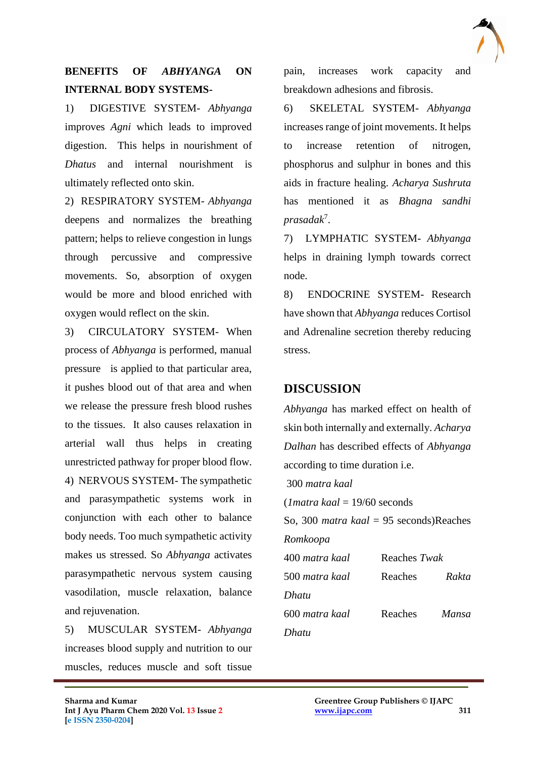**BENEFITS OF *ABHYANGA* ON INTERNAL BODY SYSTEMS-**

1) DIGESTIVE SYSTEM- *Abhyanga* improves *Agni* which leads to improved digestion. This helps in nourishment of *Dhatus* and internal nourishment is ultimately reflected onto skin.

2) RESPIRATORY SYSTEM- *Abhyanga* deepens and normalizes the breathing pattern; helps to relieve congestion in lungs through percussive and compressive movements. So, absorption of oxygen would be more and blood enriched with oxygen would reflect on the skin.

3) CIRCULATORY SYSTEM- When process of *Abhyanga* is performed, manual pressure is applied to that particular area, it pushes blood out of that area and when we release the pressure fresh blood rushes to the tissues. It also causes relaxation in arterial wall thus helps in creating unrestricted pathway for proper blood flow.

4) NERVOUS SYSTEM- The sympathetic and parasympathetic systems work in conjunction with each other to balance body needs. Too much sympathetic activity makes us stressed. So *Abhyanga* activates parasympathetic nervous system causing vasodilation, muscle relaxation, balance and rejuvenation.

5) MUSCULAR SYSTEM- *Abhyanga* increases blood supply and nutrition to our muscles, reduces muscle and soft tissue pain, increases work capacity and breakdown adhesions and fibrosis.

6) SKELETAL SYSTEM- *Abhyanga* increases range of joint movements. It helps to increase retention of nitrogen, phosphorus and sulphur in bones and this aids in fracture healing. *Acharya Sushruta* has mentioned it as *Bhagna sandhi prasadak*[7].

7) LYMPHATIC SYSTEM- *Abhyanga* helps in draining lymph towards correct node.

8) ENDOCRINE SYSTEM- Research have shown that *Abhyanga* reduces Cortisol and Adrenaline secretion thereby reducing stress.

## DISCUSSION

*Abhyanga* has marked effect on health of skin both internally and externally. *Acharya Dalhan* has described effects of *Abhyanga* according to time duration i.e.

300 *matra kaal*

(*1matra kaal* = 19/60 seconds

So, 300 *matra kaal* = 95 seconds)Reaches *Romkoopa*

| | |
|---|---|
| 400 *matra kaal* | Reaches *Twak* |
| 500 *matra kaal* | Reaches *Rakta Dhatu* |
| 600 *matra kaal* | Reaches *Mansa Dhatu* |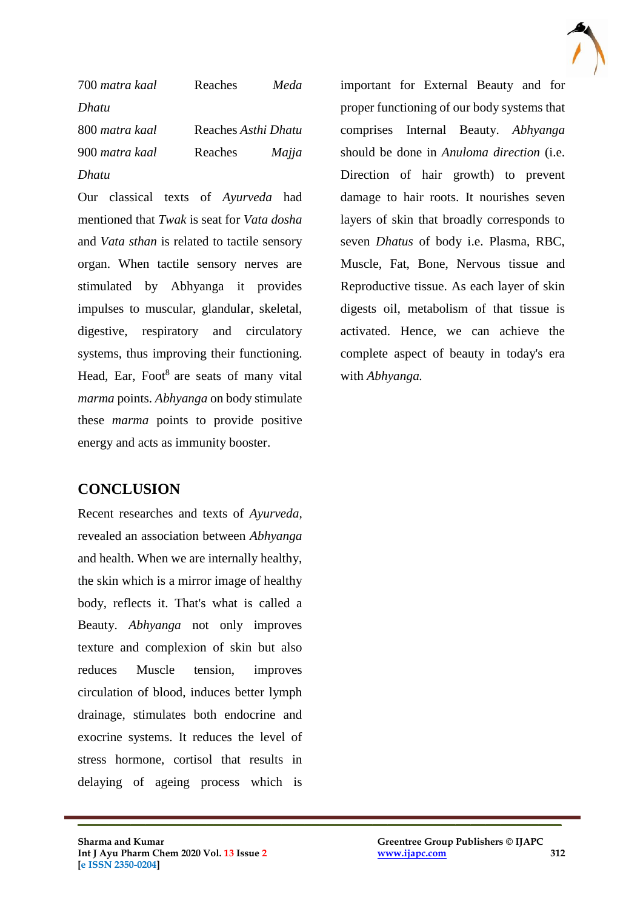| | |
|---|---|
| 700 *matra kaal* | Reaches *Meda Dhatu* |
| 800 *matra kaal* | Reaches *Asthi Dhatu* |
| 900 *matra kaal* | Reaches *Majja Dhatu* |

Our classical texts of *Ayurveda* had mentioned that *Twak* is seat for *Vata dosha* and *Vata sthan* is related to tactile sensory organ. When tactile sensory nerves are stimulated by Abhyanga it provides impulses to muscular, glandular, skeletal, digestive, respiratory and circulatory systems, thus improving their functioning. Head, Ear, Foot[8] are seats of many vital *marma* points. *Abhyanga* on body stimulate these *marma* points to provide positive energy and acts as immunity booster.

## CONCLUSION

Recent researches and texts of *Ayurveda,* revealed an association between *Abhyanga* and health. When we are internally healthy, the skin which is a mirror image of healthy body, reflects it. That's what is called a Beauty. *Abhyanga* not only improves texture and complexion of skin but also reduces Muscle tension, improves circulation of blood, induces better lymph drainage, stimulates both endocrine and exocrine systems. It reduces the level of stress hormone, cortisol that results in delaying of ageing process which is important for External Beauty and for proper functioning of our body systems that comprises Internal Beauty. *Abhyanga* should be done in *Anuloma direction* (i.e. Direction of hair growth) to prevent damage to hair roots. It nourishes seven layers of skin that broadly corresponds to seven *Dhatus* of body i.e. Plasma, RBC, Muscle, Fat, Bone, Nervous tissue and Reproductive tissue. As each layer of skin digests oil, metabolism of that tissue is activated. Hence, we can achieve the complete aspect of beauty in today's era with *Abhyanga.*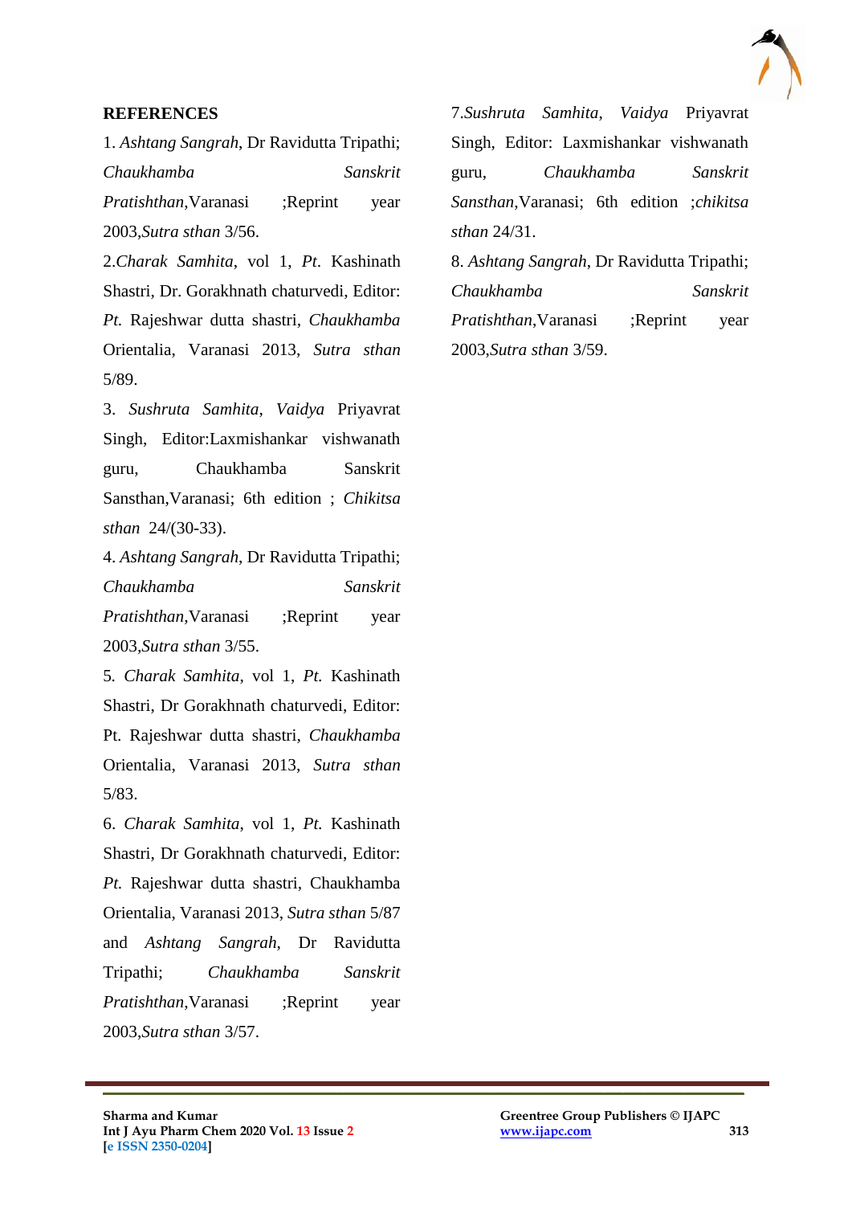## REFERENCES

1. *Ashtang Sangrah*, Dr Ravidutta Tripathi; *Chaukhamba Sanskrit Pratishthan*,Varanasi ;Reprint year 2003,*Sutra sthan* 3/56.

2.*Charak Samhita*, vol 1, *Pt.* Kashinath Shastri, Dr. Gorakhnath chaturvedi, Editor: *Pt.* Rajeshwar dutta shastri, *Chaukhamba* Orientalia, Varanasi 2013, *Sutra sthan* 5/89.

3. *Sushruta Samhita*, *Vaidya* Priyavrat Singh, Editor:Laxmishankar vishwanath guru, Chaukhamba Sanskrit Sansthan,Varanasi; 6th edition ; *Chikitsa sthan* 24/(30-33).

4. *Ashtang Sangrah*, Dr Ravidutta Tripathi; *Chaukhamba Sanskrit Pratishthan*,Varanasi ;Reprint year 2003,*Sutra sthan* 3/55.

5. *Charak Samhita*, vol 1, *Pt.* Kashinath Shastri, Dr Gorakhnath chaturvedi, Editor: Pt. Rajeshwar dutta shastri, *Chaukhamba* Orientalia, Varanasi 2013, *Sutra sthan* 5/83.

6. *Charak Samhita*, vol 1, *Pt.* Kashinath Shastri, Dr Gorakhnath chaturvedi, Editor: *Pt.* Rajeshwar dutta shastri, Chaukhamba Orientalia, Varanasi 2013, *Sutra sthan* 5/87 and *Ashtang Sangrah*, Dr Ravidutta Tripathi; *Chaukhamba Sanskrit Pratishthan*,Varanasi ;Reprint year 2003,*Sutra sthan* 3/57.

7.*Sushruta Samhita*, *Vaidya* Priyavrat Singh, Editor: Laxmishankar vishwanath guru, *Chaukhamba Sanskrit Sansthan*,Varanasi; 6th edition ;*chikitsa sthan* 24/31.

8. *Ashtang Sangrah*, Dr Ravidutta Tripathi; *Chaukhamba Sanskrit Pratishthan*,Varanasi ;Reprint year 2003,*Sutra sthan* 3/59.